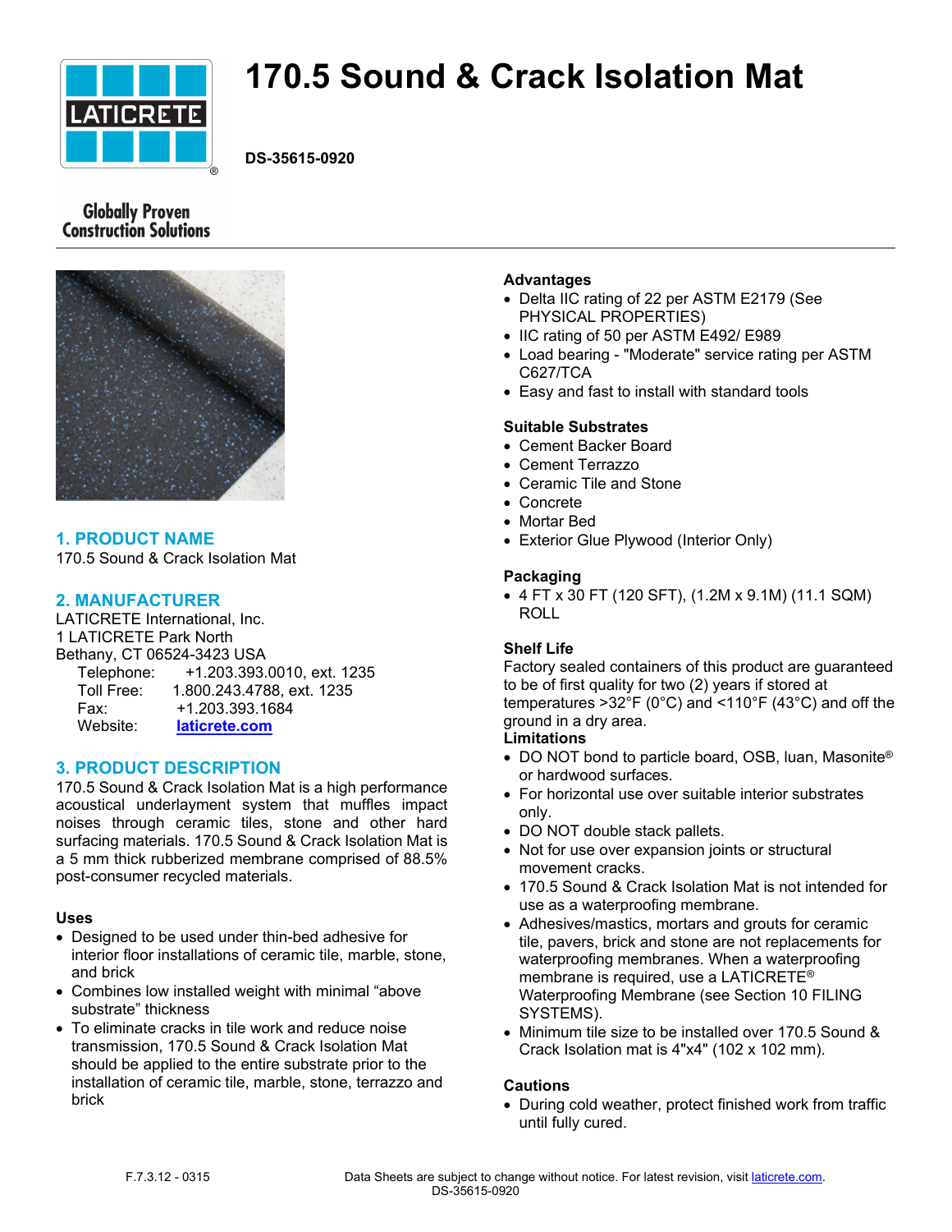# 170.5 Sound & Crack Isolation Mat

**DS-35615-0920**

Globally Proven Construction Solutions

## 1. PRODUCT NAME

170.5 Sound & Crack Isolation Mat

## 2. MANUFACTURER

LATICRETE International, Inc.
1 LATICRETE Park North
Bethany, CT 06524-3423 USA

| | |
|---|---|
| Telephone: | +1.203.393.0010, ext. 1235 |
| Toll Free: | 1.800.243.4788, ext. 1235 |
| Fax: | +1.203.393.1684 |
| Website: | laticrete.com |

## 3. PRODUCT DESCRIPTION

170.5 Sound & Crack Isolation Mat is a high performance acoustical underlayment system that muffles impact noises through ceramic tiles, stone and other hard surfacing materials. 170.5 Sound & Crack Isolation Mat is a 5 mm thick rubberized membrane comprised of 88.5% post-consumer recycled materials.

### Uses

- Designed to be used under thin-bed adhesive for interior floor installations of ceramic tile, marble, stone, and brick
- Combines low installed weight with minimal "above substrate" thickness
- To eliminate cracks in tile work and reduce noise transmission, 170.5 Sound & Crack Isolation Mat should be applied to the entire substrate prior to the installation of ceramic tile, marble, stone, terrazzo and brick

### Advantages

- Delta IIC rating of 22 per ASTM E2179 (See PHYSICAL PROPERTIES)
- IIC rating of 50 per ASTM E492/ E989
- Load bearing - "Moderate" service rating per ASTM C627/TCA
- Easy and fast to install with standard tools

### Suitable Substrates

- Cement Backer Board
- Cement Terrazzo
- Ceramic Tile and Stone
- Concrete
- Mortar Bed
- Exterior Glue Plywood (Interior Only)

### Packaging

- 4 FT x 30 FT (120 SFT), (1.2M x 9.1M) (11.1 SQM) ROLL

### Shelf Life

Factory sealed containers of this product are guaranteed to be of first quality for two (2) years if stored at temperatures >32°F (0°C) and <110°F (43°C) and off the ground in a dry area.

### Limitations

- DO NOT bond to particle board, OSB, luan, Masonite® or hardwood surfaces.
- For horizontal use over suitable interior substrates only.
- DO NOT double stack pallets.
- Not for use over expansion joints or structural movement cracks.
- 170.5 Sound & Crack Isolation Mat is not intended for use as a waterproofing membrane.
- Adhesives/mastics, mortars and grouts for ceramic tile, pavers, brick and stone are not replacements for waterproofing membranes. When a waterproofing membrane is required, use a LATICRETE® Waterproofing Membrane (see Section 10 FILING SYSTEMS).
- Minimum tile size to be installed over 170.5 Sound & Crack Isolation mat is 4"x4" (102 x 102 mm).

### Cautions

- During cold weather, protect finished work from traffic until fully cured.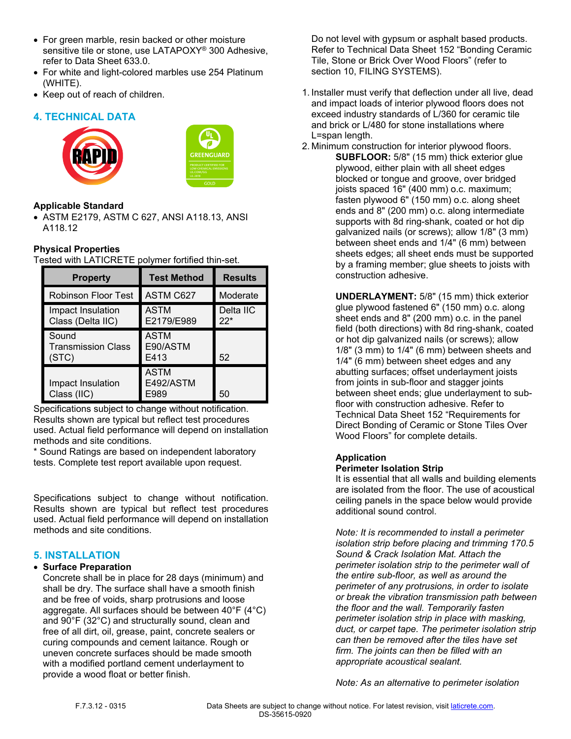- For green marble, resin backed or other moisture sensitive tile or stone, use LATAPOXY® 300 Adhesive, refer to Data Sheet 633.0.
- For white and light-colored marbles use 254 Platinum (WHITE).
- Keep out of reach of children.

## 4. TECHNICAL DATA

**Applicable Standard**

- ASTM E2179, ASTM C 627, ANSI A118.13, ANSI A118.12

**Physical Properties**

Tested with LATICRETE polymer fortified thin-set.

| Property | Test Method | Results |
|---|---|---|
| Robinson Floor Test | ASTM C627 | Moderate |
| Impact Insulation Class (Delta IIC) | ASTM E2179/E989 | Delta IIC 22* |
| Sound Transmission Class (STC) | ASTM E90/ASTM E413 | 52 |
| Impact Insulation Class (IIC) | ASTM E492/ASTM E989 | 50 |

Specifications subject to change without notification. Results shown are typical but reflect test procedures used. Actual field performance will depend on installation methods and site conditions.

\* Sound Ratings are based on independent laboratory tests. Complete test report available upon request.

Specifications subject to change without notification. Results shown are typical but reflect test procedures used. Actual field performance will depend on installation methods and site conditions.

## 5. INSTALLATION

- **Surface Preparation**

  Concrete shall be in place for 28 days (minimum) and shall be dry. The surface shall have a smooth finish and be free of voids, sharp protrusions and loose aggregate. All surfaces should be between 40°F (4°C) and 90°F (32°C) and structurally sound, clean and free of all dirt, oil, grease, paint, concrete sealers or curing compounds and cement laitance. Rough or uneven concrete surfaces should be made smooth with a modified portland cement underlayment to provide a wood float or better finish.

  Do not level with gypsum or asphalt based products. Refer to Technical Data Sheet 152 "Bonding Ceramic Tile, Stone or Brick Over Wood Floors" (refer to section 10, FILING SYSTEMS).

1. Installer must verify that deflection under all live, dead and impact loads of interior plywood floors does not exceed industry standards of L/360 for ceramic tile and brick or L/480 for stone installations where L=span length.
2. Minimum construction for interior plywood floors.

   **SUBFLOOR:** 5/8" (15 mm) thick exterior glue plywood, either plain with all sheet edges blocked or tongue and groove, over bridged joists spaced 16" (400 mm) o.c. maximum; fasten plywood 6" (150 mm) o.c. along sheet ends and 8" (200 mm) o.c. along intermediate supports with 8d ring-shank, coated or hot dip galvanized nails (or screws); allow 1/8" (3 mm) between sheet ends and 1/4" (6 mm) between sheets edges; all sheet ends must be supported by a framing member; glue sheets to joists with construction adhesive.

   **UNDERLAYMENT:** 5/8" (15 mm) thick exterior glue plywood fastened 6" (150 mm) o.c. along sheet ends and 8" (200 mm) o.c. in the panel field (both directions) with 8d ring-shank, coated or hot dip galvanized nails (or screws); allow 1/8" (3 mm) to 1/4" (6 mm) between sheets and 1/4" (6 mm) between sheet edges and any abutting surfaces; offset underlayment joists from joints in sub-floor and stagger joints between sheet ends; glue underlayment to sub-floor with construction adhesive. Refer to Technical Data Sheet 152 "Requirements for Direct Bonding of Ceramic or Stone Tiles Over Wood Floors" for complete details.

**Application**

**Perimeter Isolation Strip**

It is essential that all walls and building elements are isolated from the floor. The use of acoustical ceiling panels in the space below would provide additional sound control.

*Note: It is recommended to install a perimeter isolation strip before placing and trimming 170.5 Sound & Crack Isolation Mat. Attach the perimeter isolation strip to the perimeter wall of the entire sub-floor, as well as around the perimeter of any protrusions, in order to isolate or break the vibration transmission path between the floor and the wall. Temporarily fasten perimeter isolation strip in place with masking, duct, or carpet tape. The perimeter isolation strip can then be removed after the tiles have set firm. The joints can then be filled with an appropriate acoustical sealant.*

*Note: As an alternative to perimeter isolation*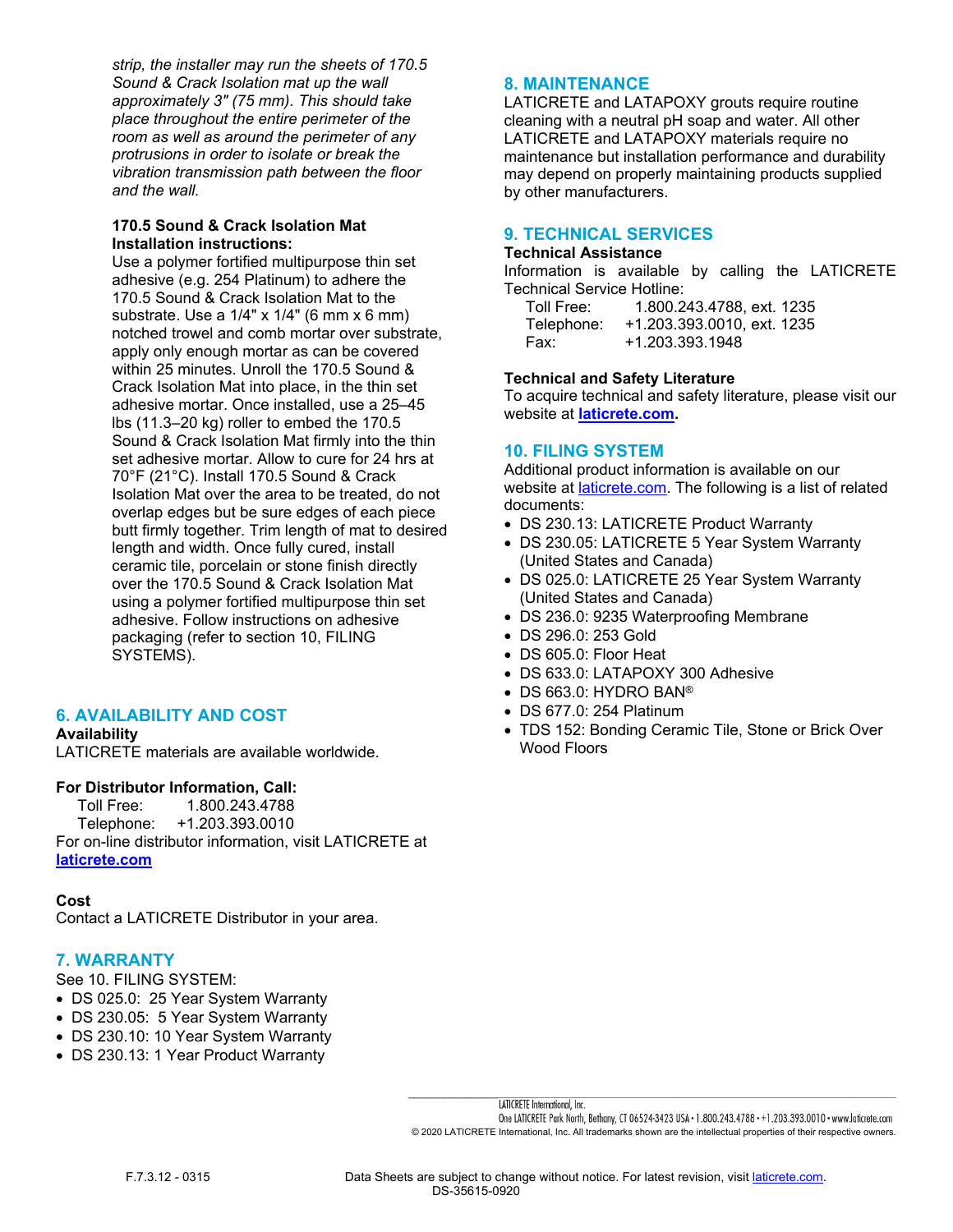*strip, the installer may run the sheets of 170.5 Sound & Crack Isolation mat up the wall approximately 3" (75 mm). This should take place throughout the entire perimeter of the room as well as around the perimeter of any protrusions in order to isolate or break the vibration transmission path between the floor and the wall.*

**170.5 Sound & Crack Isolation Mat Installation instructions:**
Use a polymer fortified multipurpose thin set adhesive (e.g. 254 Platinum) to adhere the 170.5 Sound & Crack Isolation Mat to the substrate. Use a 1/4" x 1/4" (6 mm x 6 mm) notched trowel and comb mortar over substrate, apply only enough mortar as can be covered within 25 minutes. Unroll the 170.5 Sound & Crack Isolation Mat into place, in the thin set adhesive mortar. Once installed, use a 25–45 lbs (11.3–20 kg) roller to embed the 170.5 Sound & Crack Isolation Mat firmly into the thin set adhesive mortar. Allow to cure for 24 hrs at 70°F (21°C). Install 170.5 Sound & Crack Isolation Mat over the area to be treated, do not overlap edges but be sure edges of each piece butt firmly together. Trim length of mat to desired length and width. Once fully cured, install ceramic tile, porcelain or stone finish directly over the 170.5 Sound & Crack Isolation Mat using a polymer fortified multipurpose thin set adhesive. Follow instructions on adhesive packaging (refer to section 10, FILING SYSTEMS).

## 6. AVAILABILITY AND COST

**Availability**
LATICRETE materials are available worldwide.

**For Distributor Information, Call:**
Toll Free: 1.800.243.4788
Telephone: +1.203.393.0010
For on-line distributor information, visit LATICRETE at **laticrete.com**

**Cost**
Contact a LATICRETE Distributor in your area.

## 7. WARRANTY

See 10. FILING SYSTEM:
- DS 025.0: 25 Year System Warranty
- DS 230.05: 5 Year System Warranty
- DS 230.10: 10 Year System Warranty
- DS 230.13: 1 Year Product Warranty

## 8. MAINTENANCE

LATICRETE and LATAPOXY grouts require routine cleaning with a neutral pH soap and water. All other LATICRETE and LATAPOXY materials require no maintenance but installation performance and durability may depend on properly maintaining products supplied by other manufacturers.

## 9. TECHNICAL SERVICES

**Technical Assistance**
Information is available by calling the LATICRETE Technical Service Hotline:
Toll Free: 1.800.243.4788, ext. 1235
Telephone: +1.203.393.0010, ext. 1235
Fax: +1.203.393.1948

**Technical and Safety Literature**
To acquire technical and safety literature, please visit our website at **laticrete.com.**

## 10. FILING SYSTEM

Additional product information is available on our website at laticrete.com. The following is a list of related documents:
- DS 230.13: LATICRETE Product Warranty
- DS 230.05: LATICRETE 5 Year System Warranty (United States and Canada)
- DS 025.0: LATICRETE 25 Year System Warranty (United States and Canada)
- DS 236.0: 9235 Waterproofing Membrane
- DS 296.0: 253 Gold
- DS 605.0: Floor Heat
- DS 633.0: LATAPOXY 300 Adhesive
- DS 663.0: HYDRO BAN®
- DS 677.0: 254 Platinum
- TDS 152: Bonding Ceramic Tile, Stone or Brick Over Wood Floors

LATICRETE International, Inc.
One LATICRETE Park North, Bethany, CT 06524-3423 USA • 1.800.243.4788 • +1.203.393.0010 • www.laticrete.com
© 2020 LATICRETE International, Inc. All trademarks shown are the intellectual properties of their respective owners.

F.7.3.12 - 0315

Data Sheets are subject to change without notice. For latest revision, visit laticrete.com.
DS-35615-0920